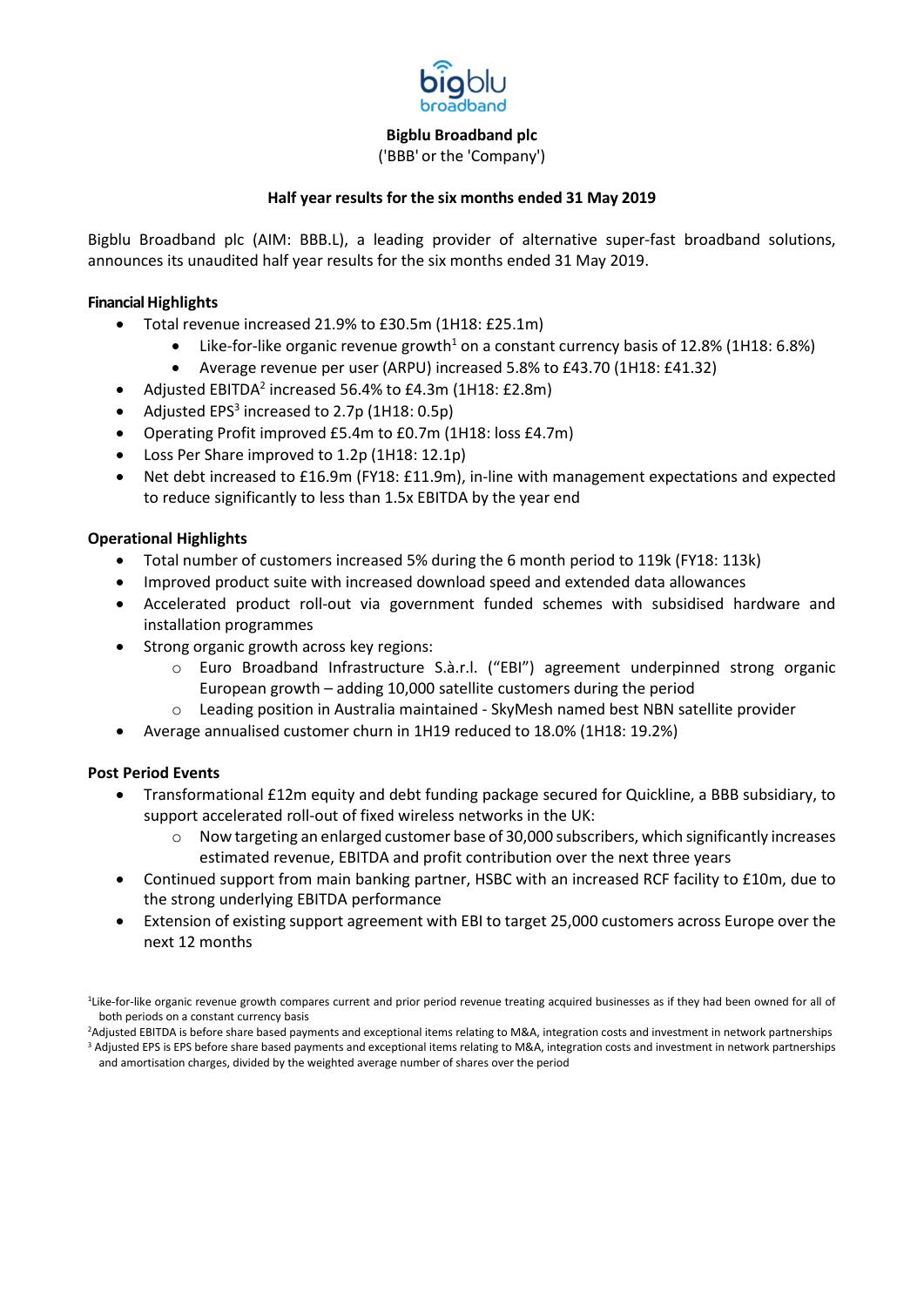**Bigblu Broadband plc**

('BBB' or the 'Company')

**Half year results for the six months ended 31 May 2019**

Bigblu Broadband plc (AIM: BBB.L), a leading provider of alternative super-fast broadband solutions, announces its unaudited half year results for the six months ended 31 May 2019.

**Financial Highlights**

- Total revenue increased 21.9% to £30.5m (1H18: £25.1m)
  - Like-for-like organic revenue growth[1] on a constant currency basis of 12.8% (1H18: 6.8%)
  - Average revenue per user (ARPU) increased 5.8% to £43.70 (1H18: £41.32)
- Adjusted EBITDA[2] increased 56.4% to £4.3m (1H18: £2.8m)
- Adjusted EPS[3] increased to 2.7p (1H18: 0.5p)
- Operating Profit improved £5.4m to £0.7m (1H18: loss £4.7m)
- Loss Per Share improved to 1.2p (1H18: 12.1p)
- Net debt increased to £16.9m (FY18: £11.9m), in-line with management expectations and expected to reduce significantly to less than 1.5x EBITDA by the year end

**Operational Highlights**

- Total number of customers increased 5% during the 6 month period to 119k (FY18: 113k)
- Improved product suite with increased download speed and extended data allowances
- Accelerated product roll-out via government funded schemes with subsidised hardware and installation programmes
- Strong organic growth across key regions:
  - Euro Broadband Infrastructure S.à.r.l. ("EBI") agreement underpinned strong organic European growth – adding 10,000 satellite customers during the period
  - Leading position in Australia maintained - SkyMesh named best NBN satellite provider
- Average annualised customer churn in 1H19 reduced to 18.0% (1H18: 19.2%)

**Post Period Events**

- Transformational £12m equity and debt funding package secured for Quickline, a BBB subsidiary, to support accelerated roll-out of fixed wireless networks in the UK:
  - Now targeting an enlarged customer base of 30,000 subscribers, which significantly increases estimated revenue, EBITDA and profit contribution over the next three years
- Continued support from main banking partner, HSBC with an increased RCF facility to £10m, due to the strong underlying EBITDA performance
- Extension of existing support agreement with EBI to target 25,000 customers across Europe over the next 12 months

[1]Like-for-like organic revenue growth compares current and prior period revenue treating acquired businesses as if they had been owned for all of both periods on a constant currency basis

[2]Adjusted EBITDA is before share based payments and exceptional items relating to M&A, integration costs and investment in network partnerships

[3] Adjusted EPS is EPS before share based payments and exceptional items relating to M&A, integration costs and investment in network partnerships and amortisation charges, divided by the weighted average number of shares over the period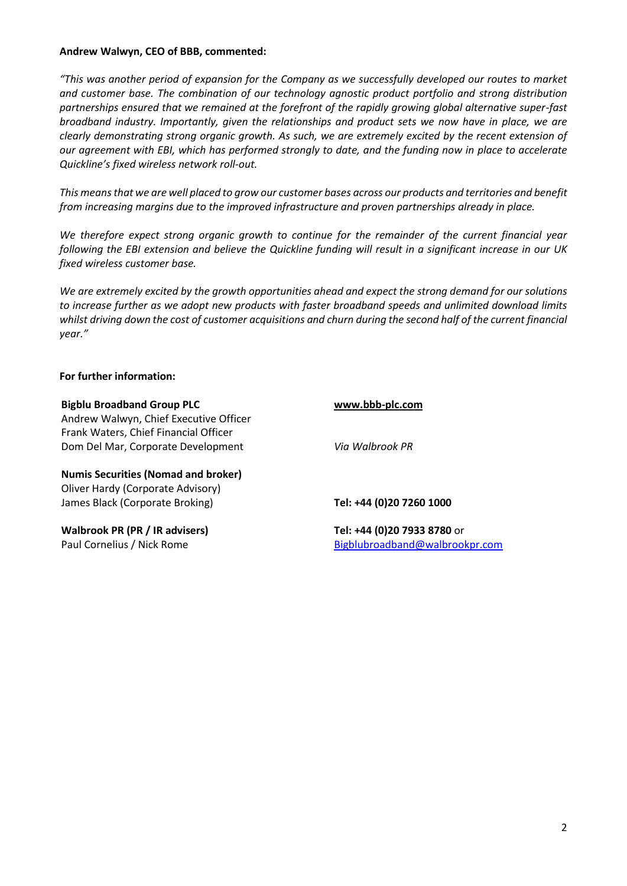**Andrew Walwyn, CEO of BBB, commented:**

*"This was another period of expansion for the Company as we successfully developed our routes to market and customer base. The combination of our technology agnostic product portfolio and strong distribution partnerships ensured that we remained at the forefront of the rapidly growing global alternative super-fast broadband industry. Importantly, given the relationships and product sets we now have in place, we are clearly demonstrating strong organic growth. As such, we are extremely excited by the recent extension of our agreement with EBI, which has performed strongly to date, and the funding now in place to accelerate Quickline's fixed wireless network roll-out.*

*This means that we are well placed to grow our customer bases across our products and territories and benefit from increasing margins due to the improved infrastructure and proven partnerships already in place.*

*We therefore expect strong organic growth to continue for the remainder of the current financial year following the EBI extension and believe the Quickline funding will result in a significant increase in our UK fixed wireless customer base.*

*We are extremely excited by the growth opportunities ahead and expect the strong demand for our solutions to increase further as we adopt new products with faster broadband speeds and unlimited download limits whilst driving down the cost of customer acquisitions and churn during the second half of the current financial year."*

**For further information:**

| | |
|---|---|
| **Bigblu Broadband Group PLC** | **www.bbb-plc.com** |
| Andrew Walwyn, Chief Executive Officer | |
| Frank Waters, Chief Financial Officer | |
| Dom Del Mar, Corporate Development | *Via Walbrook PR* |
| | |
| **Numis Securities (Nomad and broker)** | |
| Oliver Hardy (Corporate Advisory) | |
| James Black (Corporate Broking) | **Tel: +44 (0)20 7260 1000** |
| | |
| **Walbrook PR (PR / IR advisers)** | **Tel: +44 (0)20 7933 8780** or |
| Paul Cornelius / Nick Rome | Bigblubroadband@walbrookpr.com |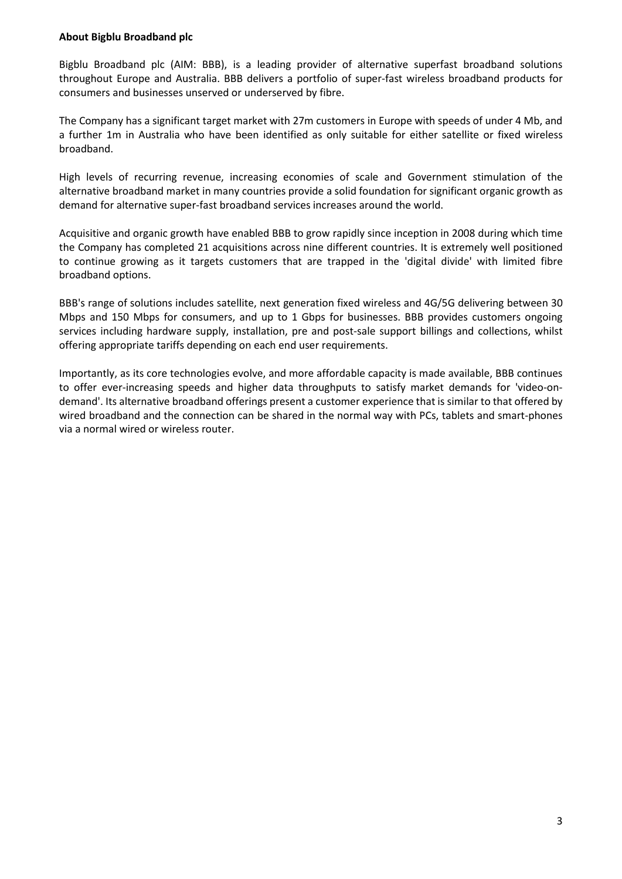**About Bigblu Broadband plc**

Bigblu Broadband plc (AIM: BBB), is a leading provider of alternative superfast broadband solutions throughout Europe and Australia. BBB delivers a portfolio of super-fast wireless broadband products for consumers and businesses unserved or underserved by fibre.

The Company has a significant target market with 27m customers in Europe with speeds of under 4 Mb, and a further 1m in Australia who have been identified as only suitable for either satellite or fixed wireless broadband.

High levels of recurring revenue, increasing economies of scale and Government stimulation of the alternative broadband market in many countries provide a solid foundation for significant organic growth as demand for alternative super-fast broadband services increases around the world.

Acquisitive and organic growth have enabled BBB to grow rapidly since inception in 2008 during which time the Company has completed 21 acquisitions across nine different countries. It is extremely well positioned to continue growing as it targets customers that are trapped in the 'digital divide' with limited fibre broadband options.

BBB's range of solutions includes satellite, next generation fixed wireless and 4G/5G delivering between 30 Mbps and 150 Mbps for consumers, and up to 1 Gbps for businesses. BBB provides customers ongoing services including hardware supply, installation, pre and post-sale support billings and collections, whilst offering appropriate tariffs depending on each end user requirements.

Importantly, as its core technologies evolve, and more affordable capacity is made available, BBB continues to offer ever-increasing speeds and higher data throughputs to satisfy market demands for 'video-on-demand'. Its alternative broadband offerings present a customer experience that is similar to that offered by wired broadband and the connection can be shared in the normal way with PCs, tablets and smart-phones via a normal wired or wireless router.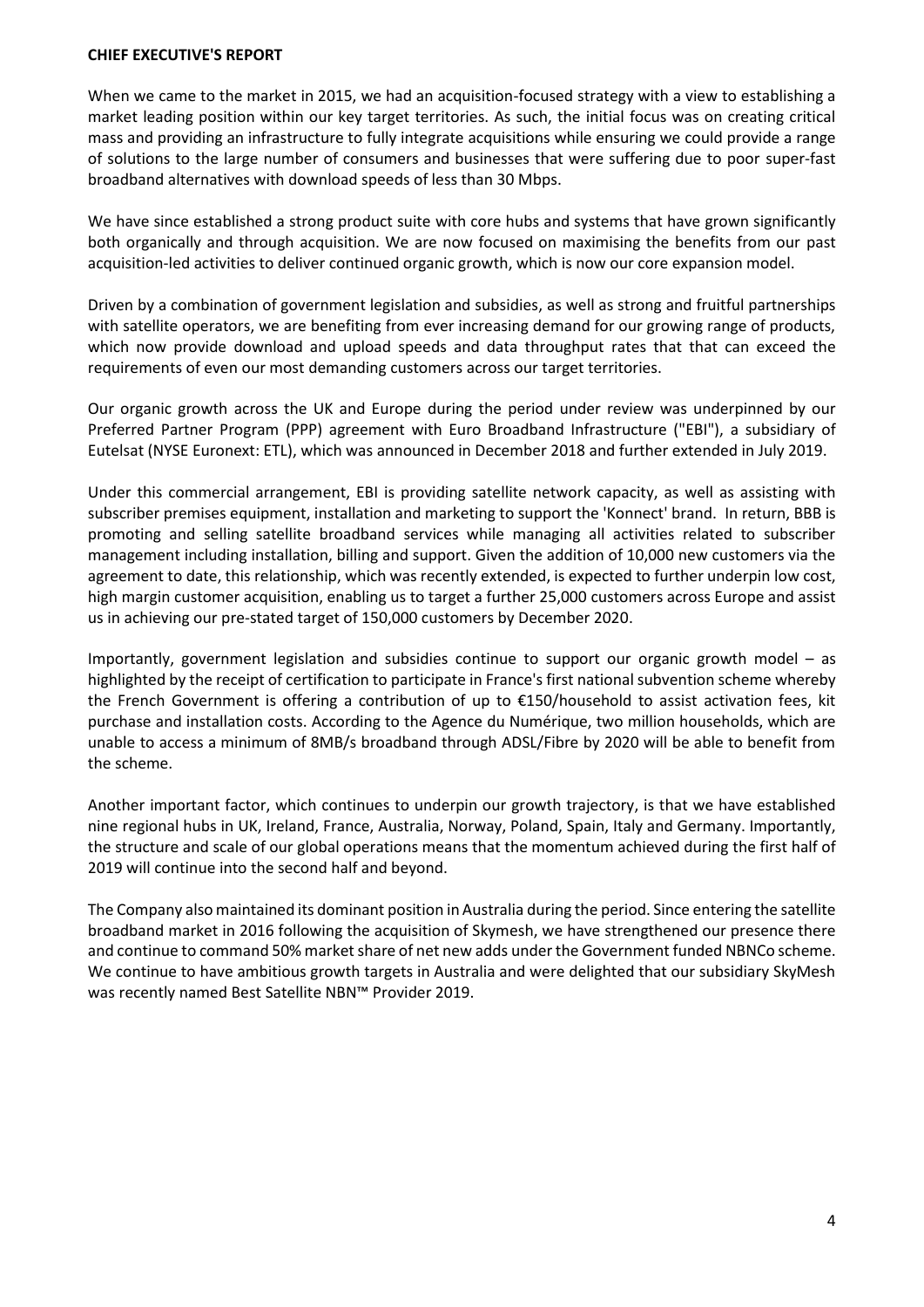**CHIEF EXECUTIVE'S REPORT**

When we came to the market in 2015, we had an acquisition-focused strategy with a view to establishing a market leading position within our key target territories. As such, the initial focus was on creating critical mass and providing an infrastructure to fully integrate acquisitions while ensuring we could provide a range of solutions to the large number of consumers and businesses that were suffering due to poor super-fast broadband alternatives with download speeds of less than 30 Mbps.

We have since established a strong product suite with core hubs and systems that have grown significantly both organically and through acquisition. We are now focused on maximising the benefits from our past acquisition-led activities to deliver continued organic growth, which is now our core expansion model.

Driven by a combination of government legislation and subsidies, as well as strong and fruitful partnerships with satellite operators, we are benefiting from ever increasing demand for our growing range of products, which now provide download and upload speeds and data throughput rates that that can exceed the requirements of even our most demanding customers across our target territories.

Our organic growth across the UK and Europe during the period under review was underpinned by our Preferred Partner Program (PPP) agreement with Euro Broadband Infrastructure ("EBI"), a subsidiary of Eutelsat (NYSE Euronext: ETL), which was announced in December 2018 and further extended in July 2019.

Under this commercial arrangement, EBI is providing satellite network capacity, as well as assisting with subscriber premises equipment, installation and marketing to support the 'Konnect' brand. In return, BBB is promoting and selling satellite broadband services while managing all activities related to subscriber management including installation, billing and support. Given the addition of 10,000 new customers via the agreement to date, this relationship, which was recently extended, is expected to further underpin low cost, high margin customer acquisition, enabling us to target a further 25,000 customers across Europe and assist us in achieving our pre-stated target of 150,000 customers by December 2020.

Importantly, government legislation and subsidies continue to support our organic growth model – as highlighted by the receipt of certification to participate in France's first national subvention scheme whereby the French Government is offering a contribution of up to €150/household to assist activation fees, kit purchase and installation costs. According to the Agence du Numérique, two million households, which are unable to access a minimum of 8MB/s broadband through ADSL/Fibre by 2020 will be able to benefit from the scheme.

Another important factor, which continues to underpin our growth trajectory, is that we have established nine regional hubs in UK, Ireland, France, Australia, Norway, Poland, Spain, Italy and Germany. Importantly, the structure and scale of our global operations means that the momentum achieved during the first half of 2019 will continue into the second half and beyond.

The Company also maintained its dominant position in Australia during the period. Since entering the satellite broadband market in 2016 following the acquisition of Skymesh, we have strengthened our presence there and continue to command 50% market share of net new adds under the Government funded NBNCo scheme. We continue to have ambitious growth targets in Australia and were delighted that our subsidiary SkyMesh was recently named Best Satellite NBN™ Provider 2019.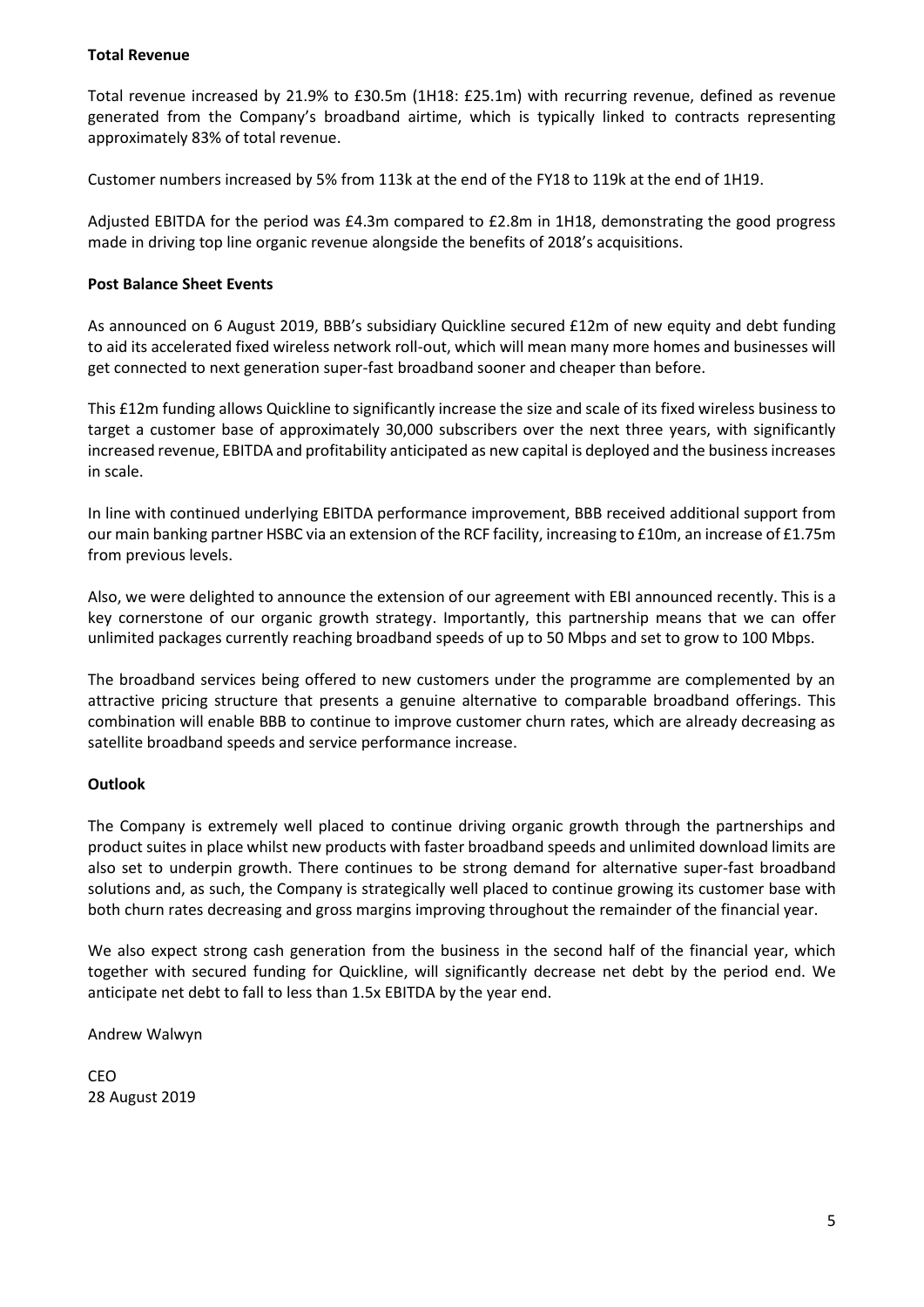**Total Revenue**

Total revenue increased by 21.9% to £30.5m (1H18: £25.1m) with recurring revenue, defined as revenue generated from the Company's broadband airtime, which is typically linked to contracts representing approximately 83% of total revenue.

Customer numbers increased by 5% from 113k at the end of the FY18 to 119k at the end of 1H19.

Adjusted EBITDA for the period was £4.3m compared to £2.8m in 1H18, demonstrating the good progress made in driving top line organic revenue alongside the benefits of 2018's acquisitions.

**Post Balance Sheet Events**

As announced on 6 August 2019, BBB's subsidiary Quickline secured £12m of new equity and debt funding to aid its accelerated fixed wireless network roll-out, which will mean many more homes and businesses will get connected to next generation super-fast broadband sooner and cheaper than before.

This £12m funding allows Quickline to significantly increase the size and scale of its fixed wireless business to target a customer base of approximately 30,000 subscribers over the next three years, with significantly increased revenue, EBITDA and profitability anticipated as new capital is deployed and the business increases in scale.

In line with continued underlying EBITDA performance improvement, BBB received additional support from our main banking partner HSBC via an extension of the RCF facility, increasing to £10m, an increase of £1.75m from previous levels.

Also, we were delighted to announce the extension of our agreement with EBI announced recently. This is a key cornerstone of our organic growth strategy. Importantly, this partnership means that we can offer unlimited packages currently reaching broadband speeds of up to 50 Mbps and set to grow to 100 Mbps.

The broadband services being offered to new customers under the programme are complemented by an attractive pricing structure that presents a genuine alternative to comparable broadband offerings. This combination will enable BBB to continue to improve customer churn rates, which are already decreasing as satellite broadband speeds and service performance increase.

**Outlook**

The Company is extremely well placed to continue driving organic growth through the partnerships and product suites in place whilst new products with faster broadband speeds and unlimited download limits are also set to underpin growth. There continues to be strong demand for alternative super-fast broadband solutions and, as such, the Company is strategically well placed to continue growing its customer base with both churn rates decreasing and gross margins improving throughout the remainder of the financial year.

We also expect strong cash generation from the business in the second half of the financial year, which together with secured funding for Quickline, will significantly decrease net debt by the period end. We anticipate net debt to fall to less than 1.5x EBITDA by the year end.

Andrew Walwyn

CEO
28 August 2019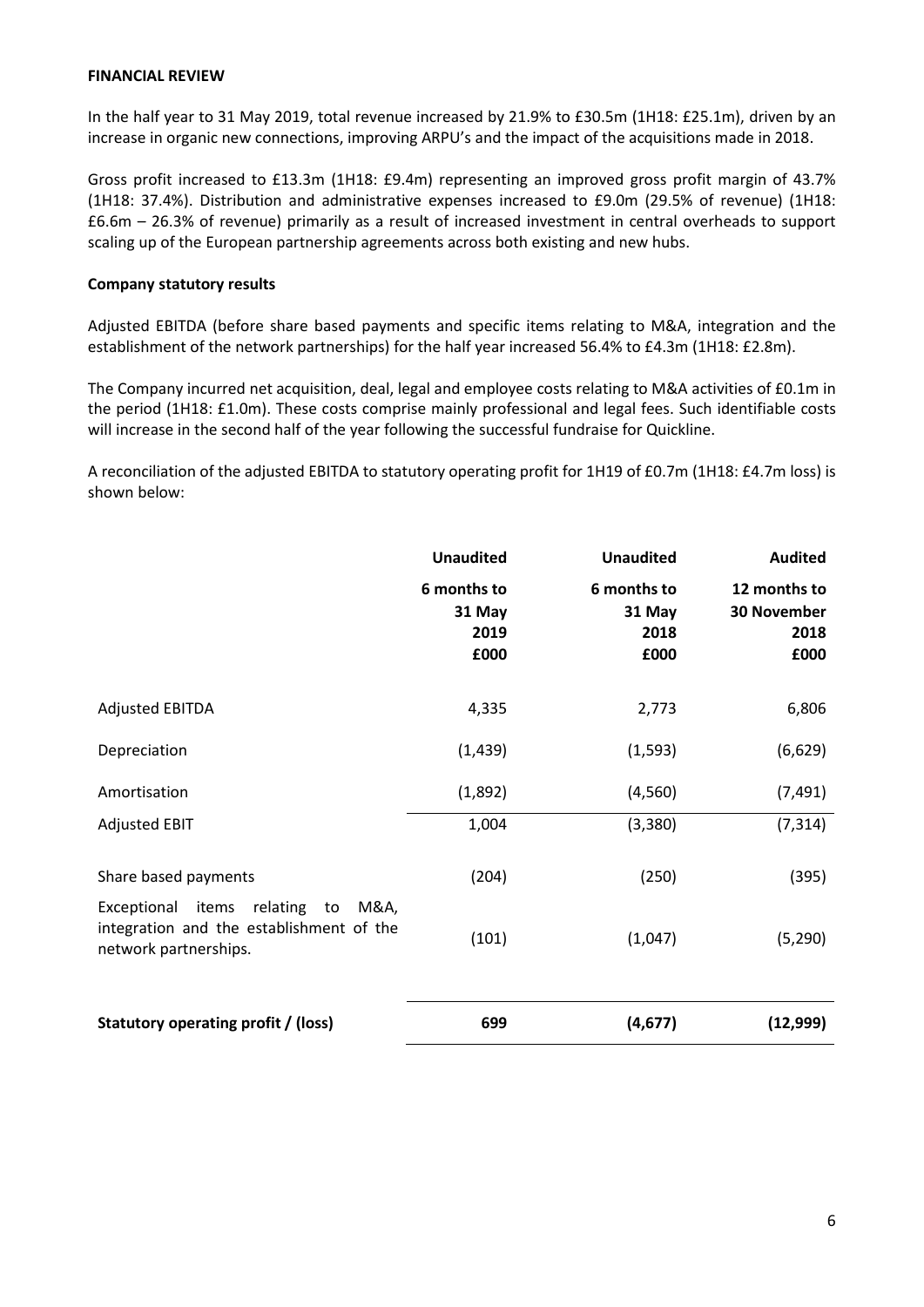## FINANCIAL REVIEW

In the half year to 31 May 2019, total revenue increased by 21.9% to £30.5m (1H18: £25.1m), driven by an increase in organic new connections, improving ARPU's and the impact of the acquisitions made in 2018.

Gross profit increased to £13.3m (1H18: £9.4m) representing an improved gross profit margin of 43.7% (1H18: 37.4%). Distribution and administrative expenses increased to £9.0m (29.5% of revenue) (1H18: £6.6m – 26.3% of revenue) primarily as a result of increased investment in central overheads to support scaling up of the European partnership agreements across both existing and new hubs.

### Company statutory results

Adjusted EBITDA (before share based payments and specific items relating to M&A, integration and the establishment of the network partnerships) for the half year increased 56.4% to £4.3m (1H18: £2.8m).

The Company incurred net acquisition, deal, legal and employee costs relating to M&A activities of £0.1m in the period (1H18: £1.0m). These costs comprise mainly professional and legal fees. Such identifiable costs will increase in the second half of the year following the successful fundraise for Quickline.

A reconciliation of the adjusted EBITDA to statutory operating profit for 1H19 of £0.7m (1H18: £4.7m loss) is shown below:

| | Unaudited | Unaudited | Audited |
|---|---|---|---|
| | 6 months to 31 May 2019 £000 | 6 months to 31 May 2018 £000 | 12 months to 30 November 2018 £000 |
| Adjusted EBITDA | 4,335 | 2,773 | 6,806 |
| Depreciation | (1,439) | (1,593) | (6,629) |
| Amortisation | (1,892) | (4,560) | (7,491) |
| Adjusted EBIT | 1,004 | (3,380) | (7,314) |
| Share based payments | (204) | (250) | (395) |
| Exceptional items relating to M&A, integration and the establishment of the network partnerships. | (101) | (1,047) | (5,290) |
| **Statutory operating profit / (loss)** | **699** | **(4,677)** | **(12,999)** |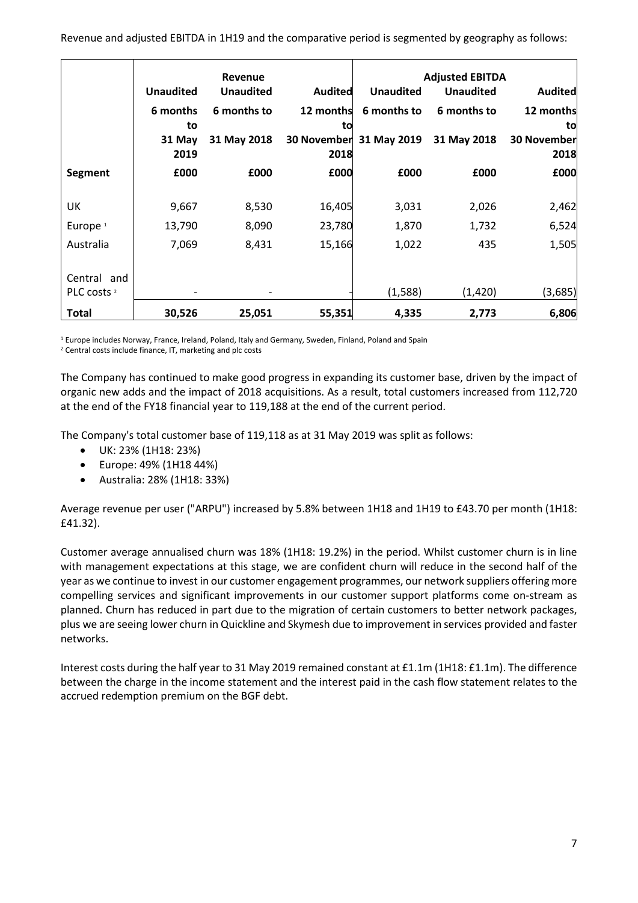Revenue and adjusted EBITDA in 1H19 and the comparative period is segmented by geography as follows:

| | Revenue | | | Adjusted EBITDA | | |
|---|---|---|---|---|---|---|
| | Unaudited | Unaudited | Audited | Unaudited | Unaudited | Audited |
| | 6 months to 31 May 2019 | 6 months to 31 May 2018 | 12 months to 30 November 2018 | 6 months to 31 May 2019 | 6 months to 31 May 2018 | 12 months to 30 November 2018 |
| **Segment** | **£000** | **£000** | **£000** | **£000** | **£000** | **£000** |
| UK | 9,667 | 8,530 | 16,405 | 3,031 | 2,026 | 2,462 |
| Europe [1] | 13,790 | 8,090 | 23,780 | 1,870 | 1,732 | 6,524 |
| Australia | 7,069 | 8,431 | 15,166 | 1,022 | 435 | 1,505 |
| Central and PLC costs [2] | - | - | - | (1,588) | (1,420) | (3,685) |
| **Total** | **30,526** | **25,051** | **55,351** | **4,335** | **2,773** | **6,806** |

[1] Europe includes Norway, France, Ireland, Poland, Italy and Germany, Sweden, Finland, Poland and Spain
[2] Central costs include finance, IT, marketing and plc costs

The Company has continued to make good progress in expanding its customer base, driven by the impact of organic new adds and the impact of 2018 acquisitions. As a result, total customers increased from 112,720 at the end of the FY18 financial year to 119,188 at the end of the current period.

The Company's total customer base of 119,118 as at 31 May 2019 was split as follows:

- UK: 23% (1H18: 23%)
- Europe: 49% (1H18 44%)
- Australia: 28% (1H18: 33%)

Average revenue per user ("ARPU") increased by 5.8% between 1H18 and 1H19 to £43.70 per month (1H18: £41.32).

Customer average annualised churn was 18% (1H18: 19.2%) in the period. Whilst customer churn is in line with management expectations at this stage, we are confident churn will reduce in the second half of the year as we continue to invest in our customer engagement programmes, our network suppliers offering more compelling services and significant improvements in our customer support platforms come on-stream as planned. Churn has reduced in part due to the migration of certain customers to better network packages, plus we are seeing lower churn in Quickline and Skymesh due to improvement in services provided and faster networks.

Interest costs during the half year to 31 May 2019 remained constant at £1.1m (1H18: £1.1m). The difference between the charge in the income statement and the interest paid in the cash flow statement relates to the accrued redemption premium on the BGF debt.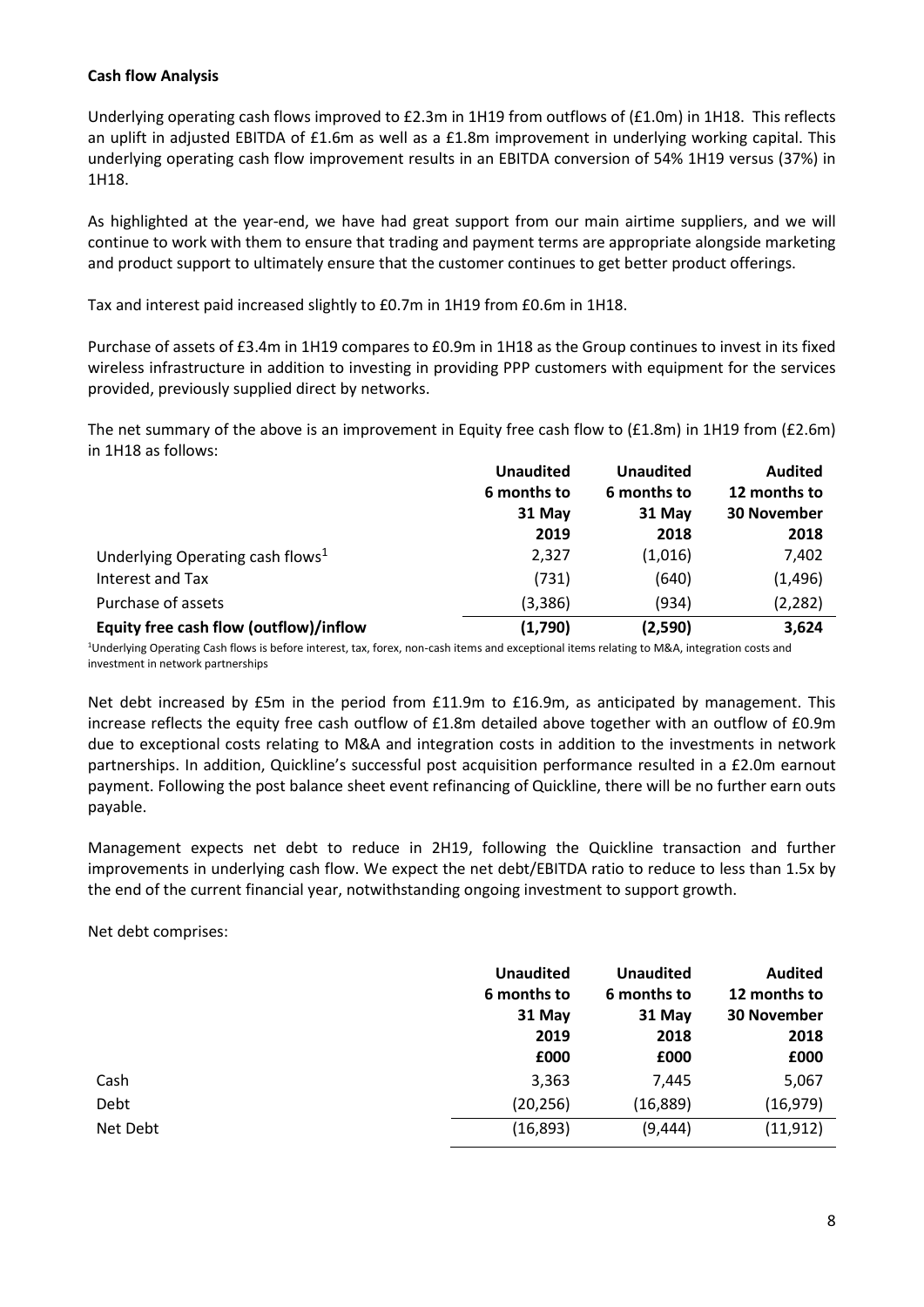**Cash flow Analysis**

Underlying operating cash flows improved to £2.3m in 1H19 from outflows of (£1.0m) in 1H18. This reflects an uplift in adjusted EBITDA of £1.6m as well as a £1.8m improvement in underlying working capital. This underlying operating cash flow improvement results in an EBITDA conversion of 54% 1H19 versus (37%) in 1H18.

As highlighted at the year-end, we have had great support from our main airtime suppliers, and we will continue to work with them to ensure that trading and payment terms are appropriate alongside marketing and product support to ultimately ensure that the customer continues to get better product offerings.

Tax and interest paid increased slightly to £0.7m in 1H19 from £0.6m in 1H18.

Purchase of assets of £3.4m in 1H19 compares to £0.9m in 1H18 as the Group continues to invest in its fixed wireless infrastructure in addition to investing in providing PPP customers with equipment for the services provided, previously supplied direct by networks.

The net summary of the above is an improvement in Equity free cash flow to (£1.8m) in 1H19 from (£2.6m) in 1H18 as follows:

| | **Unaudited 6 months to 31 May 2019** | **Unaudited 6 months to 31 May 2018** | **Audited 12 months to 30 November 2018** |
|---|---|---|---|
| Underlying Operating cash flows[1] | 2,327 | (1,016) | 7,402 |
| Interest and Tax | (731) | (640) | (1,496) |
| Purchase of assets | (3,386) | (934) | (2,282) |
| **Equity free cash flow (outflow)/inflow** | **(1,790)** | **(2,590)** | **3,624** |

[1]Underlying Operating Cash flows is before interest, tax, forex, non-cash items and exceptional items relating to M&A, integration costs and investment in network partnerships

Net debt increased by £5m in the period from £11.9m to £16.9m, as anticipated by management. This increase reflects the equity free cash outflow of £1.8m detailed above together with an outflow of £0.9m due to exceptional costs relating to M&A and integration costs in addition to the investments in network partnerships. In addition, Quickline's successful post acquisition performance resulted in a £2.0m earnout payment. Following the post balance sheet event refinancing of Quickline, there will be no further earn outs payable.

Management expects net debt to reduce in 2H19, following the Quickline transaction and further improvements in underlying cash flow. We expect the net debt/EBITDA ratio to reduce to less than 1.5x by the end of the current financial year, notwithstanding ongoing investment to support growth.

Net debt comprises:

| | **Unaudited 6 months to 31 May 2019 £000** | **Unaudited 6 months to 31 May 2018 £000** | **Audited 12 months to 30 November 2018 £000** |
|---|---|---|---|
| Cash | 3,363 | 7,445 | 5,067 |
| Debt | (20,256) | (16,889) | (16,979) |
| Net Debt | (16,893) | (9,444) | (11,912) |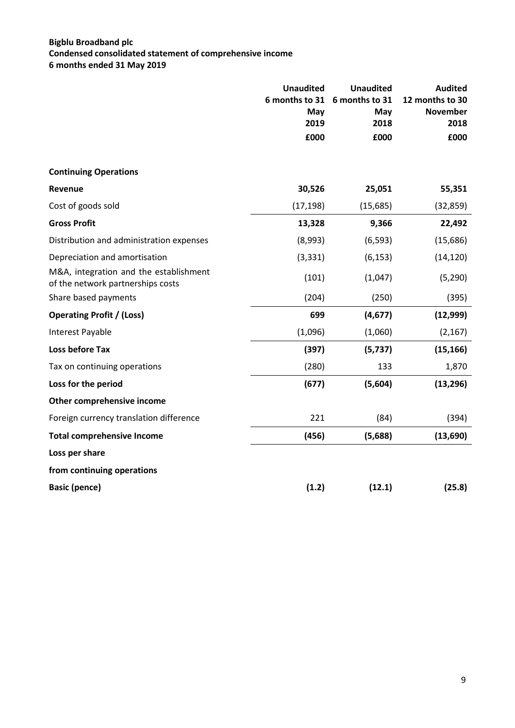**Bigblu Broadband plc**
**Condensed consolidated statement of comprehensive income**
**6 months ended 31 May 2019**

| | Unaudited 6 months to 31 May 2019 £000 | Unaudited 6 months to 31 May 2018 £000 | Audited 12 months to 30 November 2018 £000 |
|---|---|---|---|
| **Continuing Operations** | | | |
| **Revenue** | **30,526** | **25,051** | **55,351** |
| Cost of goods sold | (17,198) | (15,685) | (32,859) |
| **Gross Profit** | **13,328** | **9,366** | **22,492** |
| Distribution and administration expenses | (8,993) | (6,593) | (15,686) |
| Depreciation and amortisation | (3,331) | (6,153) | (14,120) |
| M&A, integration and the establishment of the network partnerships costs | (101) | (1,047) | (5,290) |
| Share based payments | (204) | (250) | (395) |
| **Operating Profit / (Loss)** | **699** | **(4,677)** | **(12,999)** |
| Interest Payable | (1,096) | (1,060) | (2,167) |
| **Loss before Tax** | **(397)** | **(5,737)** | **(15,166)** |
| Tax on continuing operations | (280) | 133 | 1,870 |
| **Loss for the period** | **(677)** | **(5,604)** | **(13,296)** |
| **Other comprehensive income** | | | |
| Foreign currency translation difference | 221 | (84) | (394) |
| **Total comprehensive Income** | **(456)** | **(5,688)** | **(13,690)** |
| **Loss per share** | | | |
| **from continuing operations** | | | |
| **Basic (pence)** | **(1.2)** | **(12.1)** | **(25.8)** |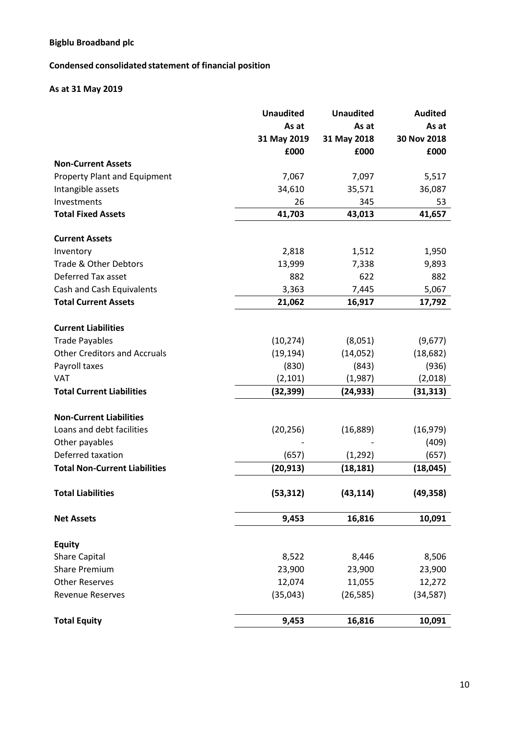**Bigblu Broadband plc**

**Condensed consolidated statement of financial position**

**As at 31 May 2019**

| | **Unaudited As at 31 May 2019 £000** | **Unaudited As at 31 May 2018 £000** | **Audited As at 30 Nov 2018 £000** |
|---|---|---|---|
| **Non-Current Assets** | | | |
| Property Plant and Equipment | 7,067 | 7,097 | 5,517 |
| Intangible assets | 34,610 | 35,571 | 36,087 |
| Investments | 26 | 345 | 53 |
| **Total Fixed Assets** | **41,703** | **43,013** | **41,657** |
| **Current Assets** | | | |
| Inventory | 2,818 | 1,512 | 1,950 |
| Trade & Other Debtors | 13,999 | 7,338 | 9,893 |
| Deferred Tax asset | 882 | 622 | 882 |
| Cash and Cash Equivalents | 3,363 | 7,445 | 5,067 |
| **Total Current Assets** | **21,062** | **16,917** | **17,792** |
| **Current Liabilities** | | | |
| Trade Payables | (10,274) | (8,051) | (9,677) |
| Other Creditors and Accruals | (19,194) | (14,052) | (18,682) |
| Payroll taxes | (830) | (843) | (936) |
| VAT | (2,101) | (1,987) | (2,018) |
| **Total Current Liabilities** | **(32,399)** | **(24,933)** | **(31,313)** |
| **Non-Current Liabilities** | | | |
| Loans and debt facilities | (20,256) | (16,889) | (16,979) |
| Other payables | - | - | (409) |
| Deferred taxation | (657) | (1,292) | (657) |
| **Total Non-Current Liabilities** | **(20,913)** | **(18,181)** | **(18,045)** |
| **Total Liabilities** | **(53,312)** | **(43,114)** | **(49,358)** |
| **Net Assets** | **9,453** | **16,816** | **10,091** |
| **Equity** | | | |
| Share Capital | 8,522 | 8,446 | 8,506 |
| Share Premium | 23,900 | 23,900 | 23,900 |
| Other Reserves | 12,074 | 11,055 | 12,272 |
| Revenue Reserves | (35,043) | (26,585) | (34,587) |
| **Total Equity** | **9,453** | **16,816** | **10,091** |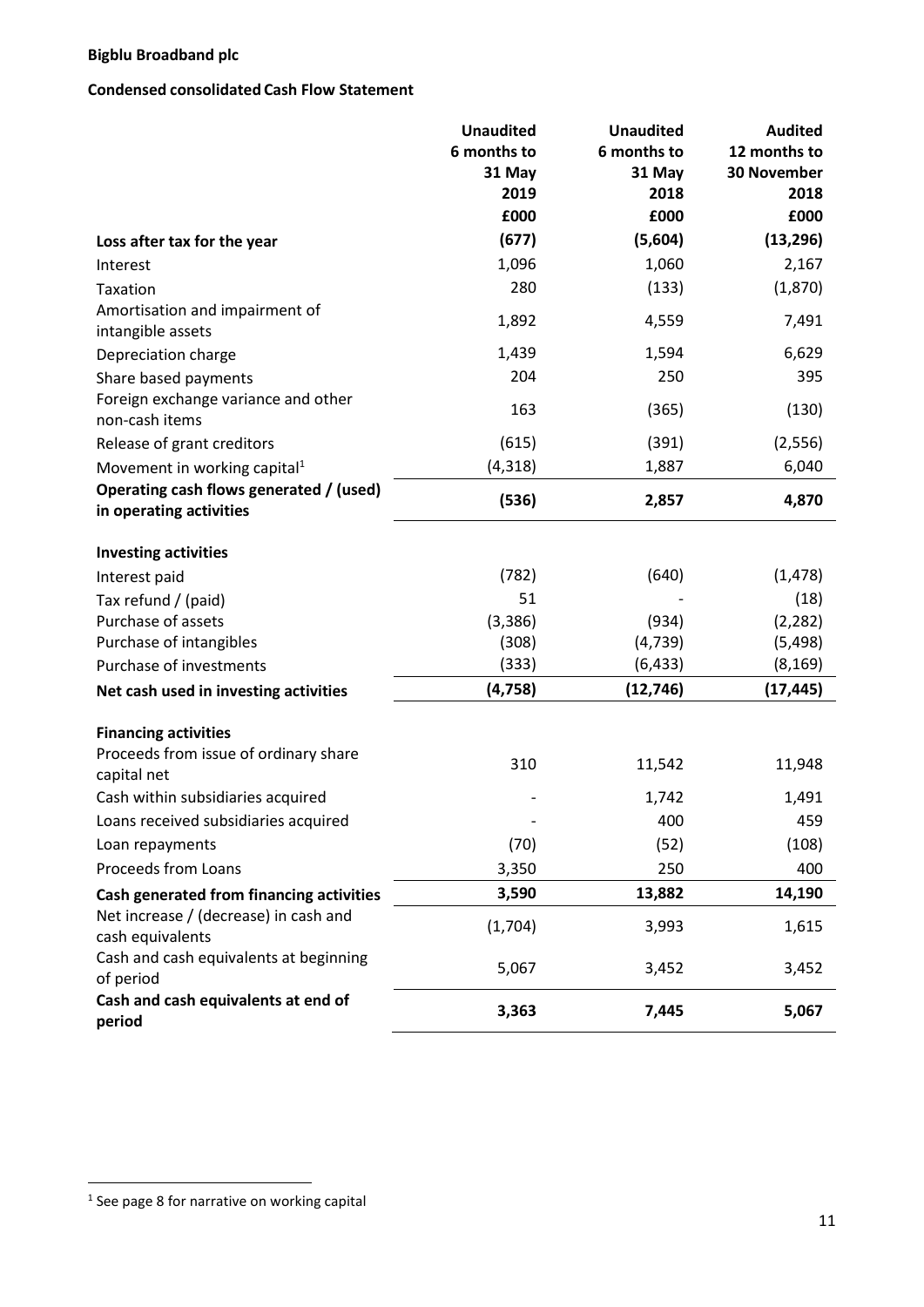**Bigblu Broadband plc**

**Condensed consolidated Cash Flow Statement**

| | Unaudited 6 months to 31 May 2019 £000 | Unaudited 6 months to 31 May 2018 £000 | Audited 12 months to 30 November 2018 £000 |
|---|---|---|---|
| **Loss after tax for the year** | **(677)** | **(5,604)** | **(13,296)** |
| Interest | 1,096 | 1,060 | 2,167 |
| Taxation | 280 | (133) | (1,870) |
| Amortisation and impairment of intangible assets | 1,892 | 4,559 | 7,491 |
| Depreciation charge | 1,439 | 1,594 | 6,629 |
| Share based payments | 204 | 250 | 395 |
| Foreign exchange variance and other non-cash items | 163 | (365) | (130) |
| Release of grant creditors | (615) | (391) | (2,556) |
| Movement in working capital[1] | (4,318) | 1,887 | 6,040 |
| **Operating cash flows generated / (used) in operating activities** | **(536)** | **2,857** | **4,870** |
| **Investing activities** | | | |
| Interest paid | (782) | (640) | (1,478) |
| Tax refund / (paid) | 51 | - | (18) |
| Purchase of assets | (3,386) | (934) | (2,282) |
| Purchase of intangibles | (308) | (4,739) | (5,498) |
| Purchase of investments | (333) | (6,433) | (8,169) |
| **Net cash used in investing activities** | **(4,758)** | **(12,746)** | **(17,445)** |
| **Financing activities** | | | |
| Proceeds from issue of ordinary share capital net | 310 | 11,542 | 11,948 |
| Cash within subsidiaries acquired | - | 1,742 | 1,491 |
| Loans received subsidiaries acquired | - | 400 | 459 |
| Loan repayments | (70) | (52) | (108) |
| Proceeds from Loans | 3,350 | 250 | 400 |
| **Cash generated from financing activities** | **3,590** | **13,882** | **14,190** |
| Net increase / (decrease) in cash and cash equivalents | (1,704) | 3,993 | 1,615 |
| Cash and cash equivalents at beginning of period | 5,067 | 3,452 | 3,452 |
| **Cash and cash equivalents at end of period** | **3,363** | **7,445** | **5,067** |

[1] See page 8 for narrative on working capital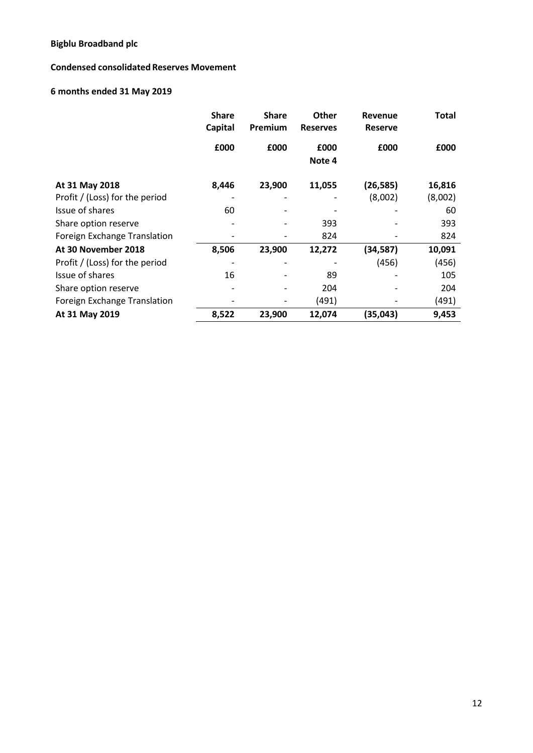**Bigblu Broadband plc**

**Condensed consolidated Reserves Movement**

**6 months ended 31 May 2019**

| | **Share Capital** | **Share Premium** | **Other Reserves** | **Revenue Reserve** | **Total** |
|---|---|---|---|---|---|
| | **£000** | **£000** | **£000 Note 4** | **£000** | **£000** |
| **At 31 May 2018** | **8,446** | **23,900** | **11,055** | **(26,585)** | **16,816** |
| Profit / (Loss) for the period | - | - | - | (8,002) | (8,002) |
| Issue of shares | 60 | - | - | - | 60 |
| Share option reserve | - | - | 393 | - | 393 |
| Foreign Exchange Translation | - | - | 824 | - | 824 |
| **At 30 November 2018** | **8,506** | **23,900** | **12,272** | **(34,587)** | **10,091** |
| Profit / (Loss) for the period | - | - | - | (456) | (456) |
| Issue of shares | 16 | - | 89 | - | 105 |
| Share option reserve | - | - | 204 | - | 204 |
| Foreign Exchange Translation | - | - | (491) | - | (491) |
| **At 31 May 2019** | **8,522** | **23,900** | **12,074** | **(35,043)** | **9,453** |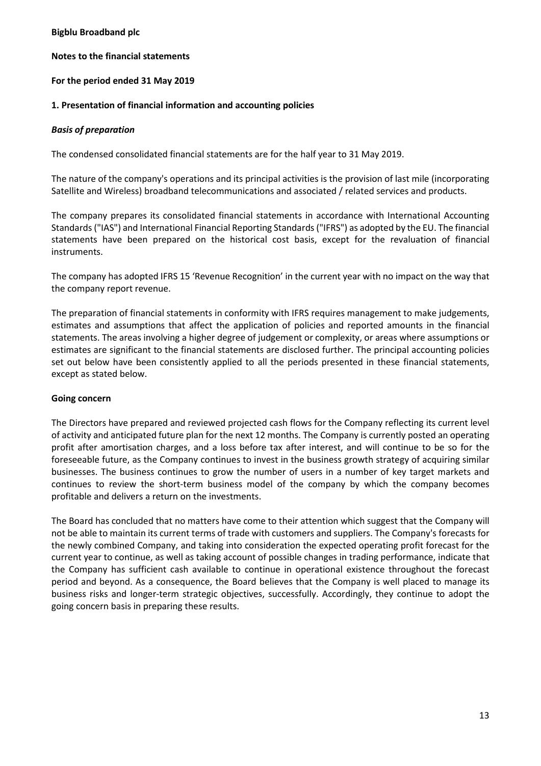**Bigblu Broadband plc**

**Notes to the financial statements**

**For the period ended 31 May 2019**

## 1. Presentation of financial information and accounting policies

### *Basis of preparation*

The condensed consolidated financial statements are for the half year to 31 May 2019.

The nature of the company's operations and its principal activities is the provision of last mile (incorporating Satellite and Wireless) broadband telecommunications and associated / related services and products.

The company prepares its consolidated financial statements in accordance with International Accounting Standards ("IAS") and International Financial Reporting Standards ("IFRS") as adopted by the EU. The financial statements have been prepared on the historical cost basis, except for the revaluation of financial instruments.

The company has adopted IFRS 15 'Revenue Recognition' in the current year with no impact on the way that the company report revenue.

The preparation of financial statements in conformity with IFRS requires management to make judgements, estimates and assumptions that affect the application of policies and reported amounts in the financial statements. The areas involving a higher degree of judgement or complexity, or areas where assumptions or estimates are significant to the financial statements are disclosed further. The principal accounting policies set out below have been consistently applied to all the periods presented in these financial statements, except as stated below.

### Going concern

The Directors have prepared and reviewed projected cash flows for the Company reflecting its current level of activity and anticipated future plan for the next 12 months. The Company is currently posted an operating profit after amortisation charges, and a loss before tax after interest, and will continue to be so for the foreseeable future, as the Company continues to invest in the business growth strategy of acquiring similar businesses. The business continues to grow the number of users in a number of key target markets and continues to review the short-term business model of the company by which the company becomes profitable and delivers a return on the investments.

The Board has concluded that no matters have come to their attention which suggest that the Company will not be able to maintain its current terms of trade with customers and suppliers. The Company's forecasts for the newly combined Company, and taking into consideration the expected operating profit forecast for the current year to continue, as well as taking account of possible changes in trading performance, indicate that the Company has sufficient cash available to continue in operational existence throughout the forecast period and beyond. As a consequence, the Board believes that the Company is well placed to manage its business risks and longer-term strategic objectives, successfully. Accordingly, they continue to adopt the going concern basis in preparing these results.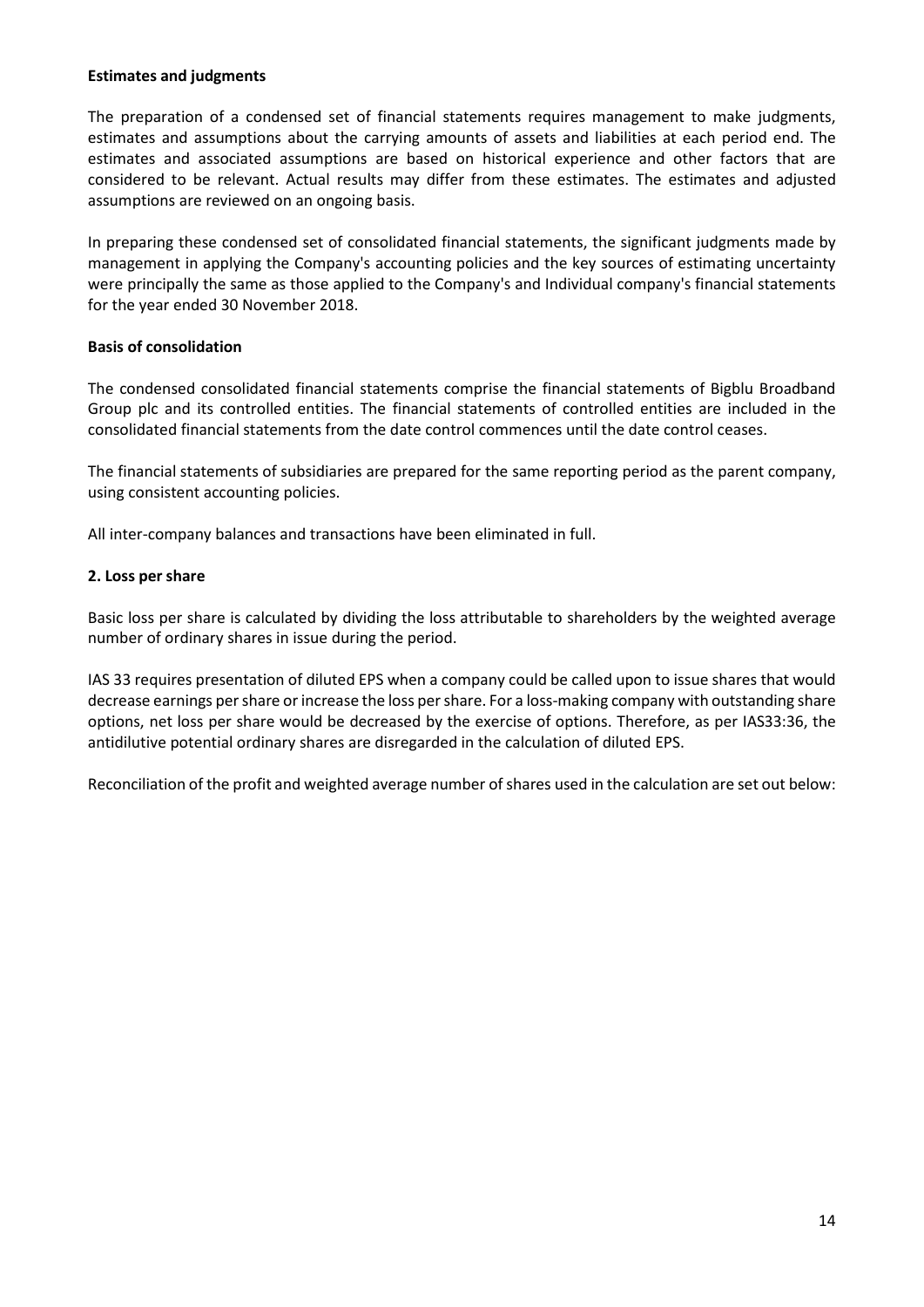**Estimates and judgments**

The preparation of a condensed set of financial statements requires management to make judgments, estimates and assumptions about the carrying amounts of assets and liabilities at each period end. The estimates and associated assumptions are based on historical experience and other factors that are considered to be relevant. Actual results may differ from these estimates. The estimates and adjusted assumptions are reviewed on an ongoing basis.

In preparing these condensed set of consolidated financial statements, the significant judgments made by management in applying the Company's accounting policies and the key sources of estimating uncertainty were principally the same as those applied to the Company's and Individual company's financial statements for the year ended 30 November 2018.

**Basis of consolidation**

The condensed consolidated financial statements comprise the financial statements of Bigblu Broadband Group plc and its controlled entities. The financial statements of controlled entities are included in the consolidated financial statements from the date control commences until the date control ceases.

The financial statements of subsidiaries are prepared for the same reporting period as the parent company, using consistent accounting policies.

All inter-company balances and transactions have been eliminated in full.

**2. Loss per share**

Basic loss per share is calculated by dividing the loss attributable to shareholders by the weighted average number of ordinary shares in issue during the period.

IAS 33 requires presentation of diluted EPS when a company could be called upon to issue shares that would decrease earnings per share or increase the loss per share. For a loss-making company with outstanding share options, net loss per share would be decreased by the exercise of options. Therefore, as per IAS33:36, the antidilutive potential ordinary shares are disregarded in the calculation of diluted EPS.

Reconciliation of the profit and weighted average number of shares used in the calculation are set out below: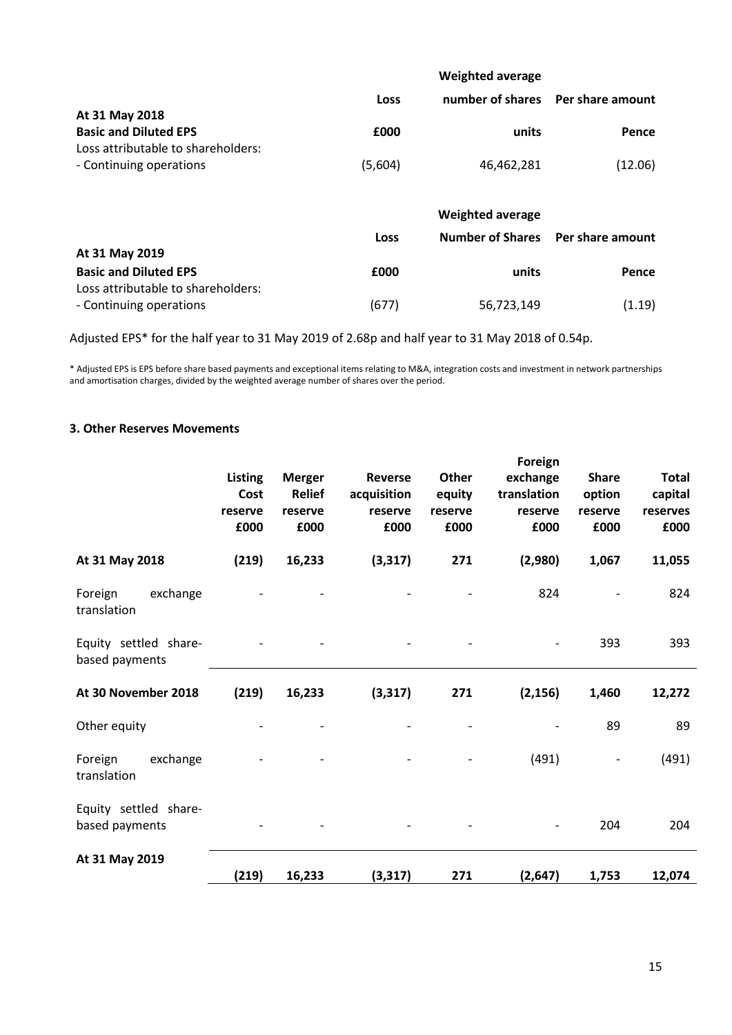| | Loss | Weighted average number of shares | Per share amount |
|---|---|---|---|
| **At 31 May 2018** | | | |
| **Basic and Diluted EPS** | **£000** | **units** | **Pence** |
| Loss attributable to shareholders: | | | |
| - Continuing operations | (5,604) | 46,462,281 | (12.06) |

| | Loss | Weighted average Number of Shares | Per share amount |
|---|---|---|---|
| **At 31 May 2019** | | | |
| **Basic and Diluted EPS** | **£000** | **units** | **Pence** |
| Loss attributable to shareholders: | | | |
| - Continuing operations | (677) | 56,723,149 | (1.19) |

Adjusted EPS* for the half year to 31 May 2019 of 2.68p and half year to 31 May 2018 of 0.54p.

\* Adjusted EPS is EPS before share based payments and exceptional items relating to M&A, integration costs and investment in network partnerships and amortisation charges, divided by the weighted average number of shares over the period.

### 3. Other Reserves Movements

| | Listing Cost reserve £000 | Merger Relief reserve £000 | Reverse acquisition reserve £000 | Other equity reserve £000 | Foreign exchange translation reserve £000 | Share option reserve £000 | Total capital reserves £000 |
|---|---|---|---|---|---|---|---|
| **At 31 May 2018** | **(219)** | **16,233** | **(3,317)** | **271** | **(2,980)** | **1,067** | **11,055** |
| Foreign exchange translation | - | - | - | - | 824 | - | 824 |
| Equity settled share-based payments | - | - | - | - | - | 393 | 393 |
| **At 30 November 2018** | **(219)** | **16,233** | **(3,317)** | **271** | **(2,156)** | **1,460** | **12,272** |
| Other equity | - | - | - | - | - | 89 | 89 |
| Foreign exchange translation | - | - | - | - | (491) | - | (491) |
| Equity settled share-based payments | - | - | - | - | - | 204 | 204 |
| **At 31 May 2019** | **(219)** | **16,233** | **(3,317)** | **271** | **(2,647)** | **1,753** | **12,074** |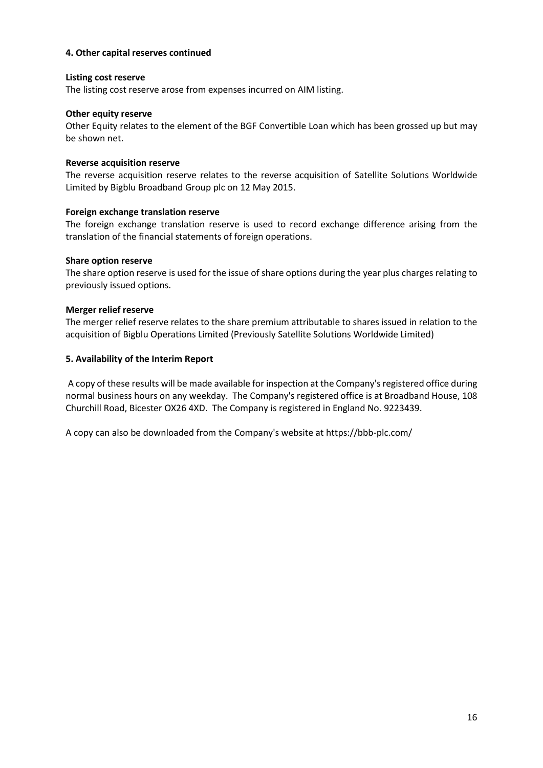### 4. Other capital reserves continued

**Listing cost reserve**

The listing cost reserve arose from expenses incurred on AIM listing.

**Other equity reserve**

Other Equity relates to the element of the BGF Convertible Loan which has been grossed up but may be shown net.

**Reverse acquisition reserve**

The reverse acquisition reserve relates to the reverse acquisition of Satellite Solutions Worldwide Limited by Bigblu Broadband Group plc on 12 May 2015.

**Foreign exchange translation reserve**

The foreign exchange translation reserve is used to record exchange difference arising from the translation of the financial statements of foreign operations.

**Share option reserve**

The share option reserve is used for the issue of share options during the year plus charges relating to previously issued options.

**Merger relief reserve**

The merger relief reserve relates to the share premium attributable to shares issued in relation to the acquisition of Bigblu Operations Limited (Previously Satellite Solutions Worldwide Limited)

### 5. Availability of the Interim Report

A copy of these results will be made available for inspection at the Company's registered office during normal business hours on any weekday. The Company's registered office is at Broadband House, 108 Churchill Road, Bicester OX26 4XD. The Company is registered in England No. 9223439.

A copy can also be downloaded from the Company's website at https://bbb-plc.com/